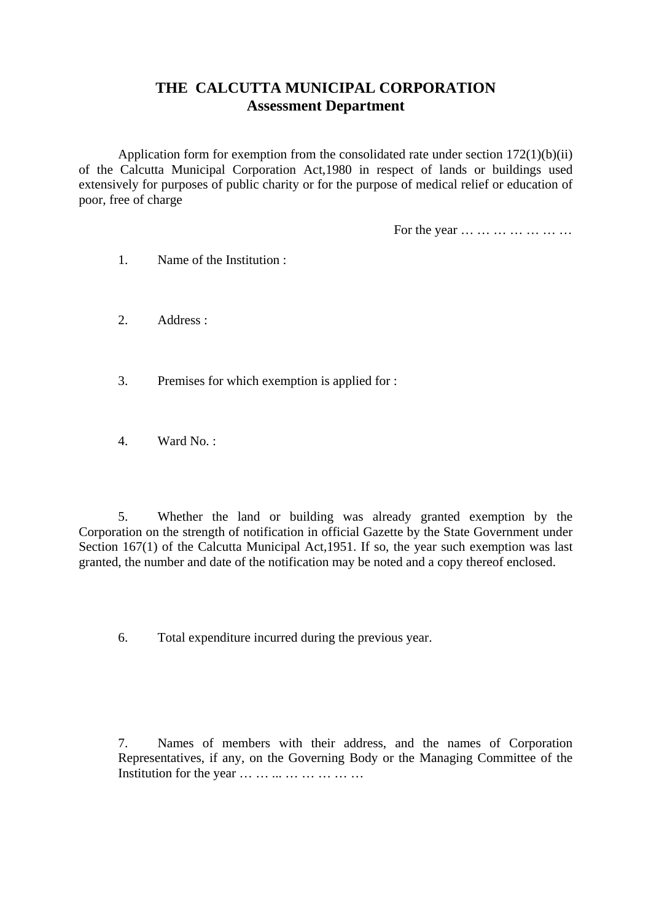# THE CALCUTTA MUNICIPAL CORPORATION
## Assessment Department

Application form for exemption from the consolidated rate under section 172(1)(b)(ii) of the Calcutta Municipal Corporation Act,1980 in respect of lands or buildings used extensively for purposes of public charity or for the purpose of medical relief or education of poor, free of charge

For the year … … … … … … …

1. Name of the Institution :

2. Address :

3. Premises for which exemption is applied for :

4. Ward No. :

5. Whether the land or building was already granted exemption by the Corporation on the strength of notification in official Gazette by the State Government under Section 167(1) of the Calcutta Municipal Act,1951. If so, the year such exemption was last granted, the number and date of the notification may be noted and a copy thereof enclosed.

6. Total expenditure incurred during the previous year.

7. Names of members with their address, and the names of Corporation Representatives, if any, on the Governing Body or the Managing Committee of the Institution for the year … … ... … … … … …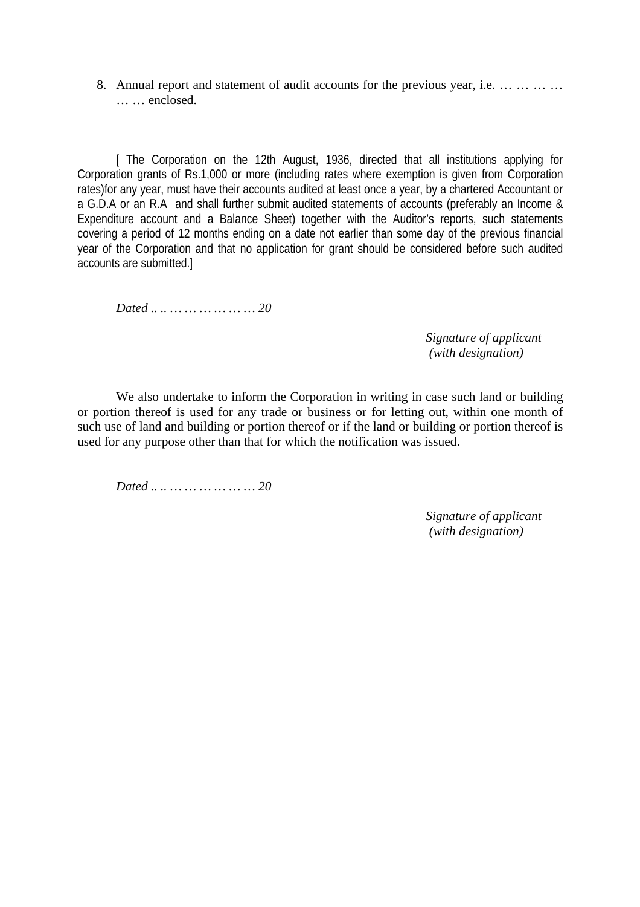8. Annual report and statement of audit accounts for the previous year, i.e. … … … … … … enclosed.

[ The Corporation on the 12th August, 1936, directed that all institutions applying for Corporation grants of Rs.1,000 or more (including rates where exemption is given from Corporation rates)for any year, must have their accounts audited at least once a year, by a chartered Accountant or a G.D.A or an R.A and shall further submit audited statements of accounts (preferably an Income & Expenditure account and a Balance Sheet) together with the Auditor's reports, such statements covering a period of 12 months ending on a date not earlier than some day of the previous financial year of the Corporation and that no application for grant should be considered before such audited accounts are submitted.]

*Dated .. .. ……………… 20*

*Signature of applicant*
*(with designation)*

We also undertake to inform the Corporation in writing in case such land or building or portion thereof is used for any trade or business or for letting out, within one month of such use of land and building or portion thereof or if the land or building or portion thereof is used for any purpose other than that for which the notification was issued.

*Dated .. .. ……………… 20*

*Signature of applicant*
*(with designation)*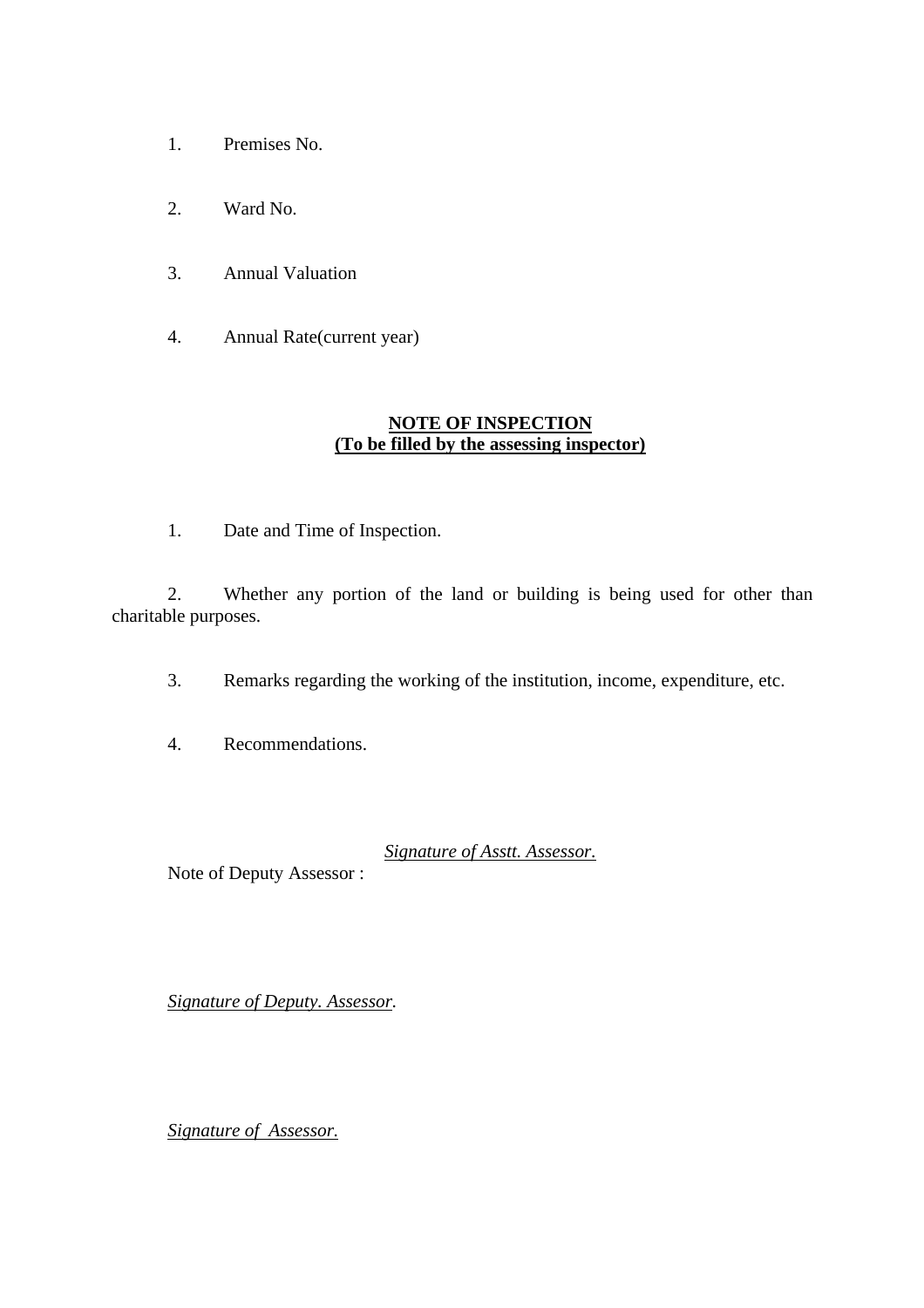1. Premises No.

2. Ward No.

3. Annual Valuation

4. Annual Rate(current year)

**<u>NOTE OF INSPECTION</u>**
**<u>(To be filled by the assessing inspector)</u>**

1. Date and Time of Inspection.

2. Whether any portion of the land or building is being used for other than charitable purposes.

3. Remarks regarding the working of the institution, income, expenditure, etc.

4. Recommendations.

*<u>Signature of Asstt. Assessor.</u>*

Note of Deputy Assessor :

*<u>Signature of Deputy. Assessor</u>*.

*<u>Signature of Assessor.</u>*